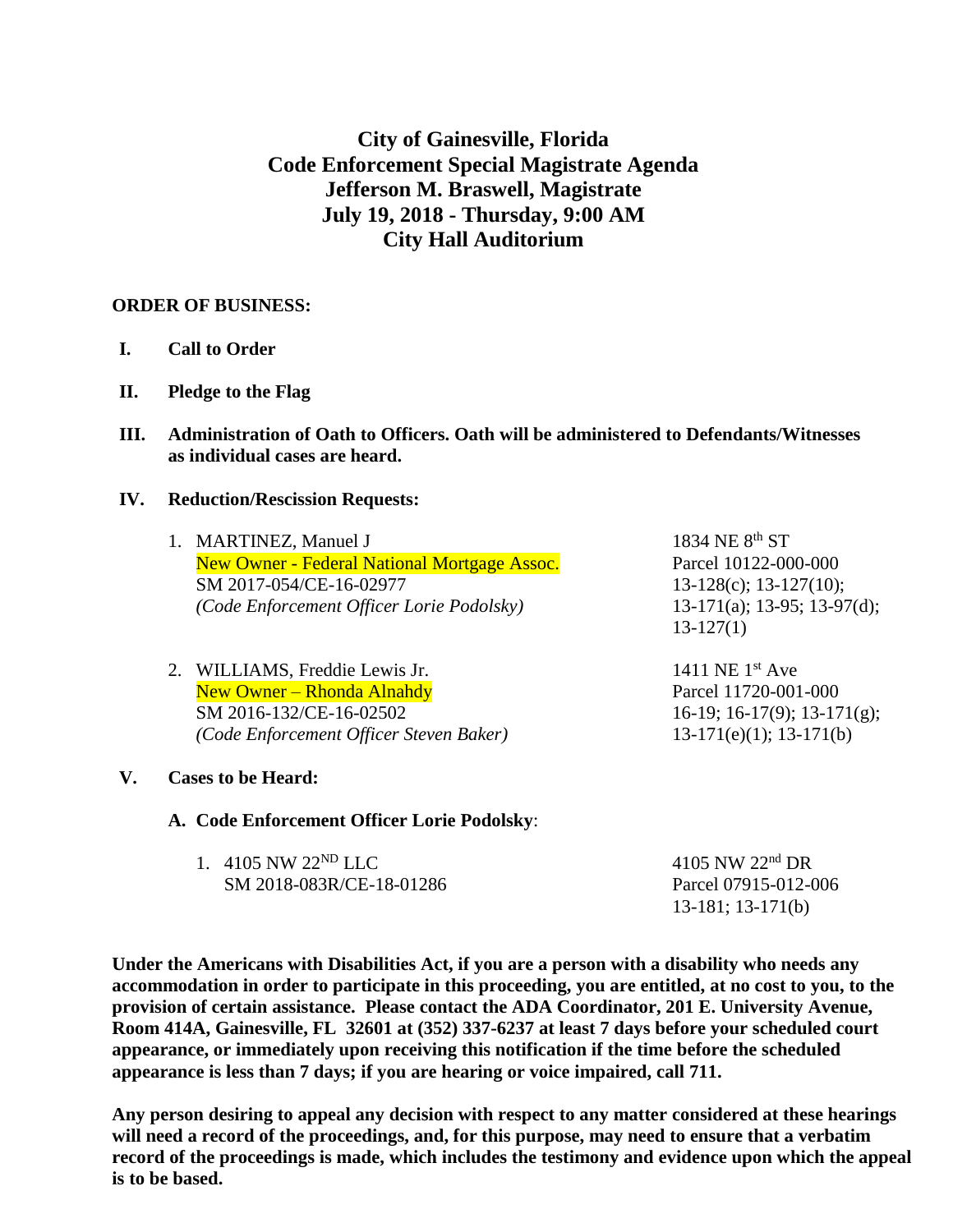# City of Gainesville, Florida
# Code Enforcement Special Magistrate Agenda
# Jefferson M. Braswell, Magistrate
# July 19, 2018 - Thursday, 9:00 AM
# City Hall Auditorium

**ORDER OF BUSINESS:**

**I. Call to Order**

**II. Pledge to the Flag**

**III. Administration of Oath to Officers. Oath will be administered to Defendants/Witnesses as individual cases are heard.**

**IV. Reduction/Rescission Requests:**

1. MARTINEZ, Manuel J — 1834 NE 8th ST
   New Owner - Federal National Mortgage Assoc. — Parcel 10122-000-000
   SM 2017-054/CE-16-02977 — 13-128(c); 13-127(10); 13-171(a); 13-95; 13-97(d); 13-127(1)
   *(Code Enforcement Officer Lorie Podolsky)*

2. WILLIAMS, Freddie Lewis Jr. — 1411 NE 1st Ave
   New Owner – Rhonda Alnahdy — Parcel 11720-001-000
   SM 2016-132/CE-16-02502 — 16-19; 16-17(9); 13-171(g); 13-171(e)(1); 13-171(b)
   *(Code Enforcement Officer Steven Baker)*

**V. Cases to be Heard:**

**A. Code Enforcement Officer Lorie Podolsky**:

1. 4105 NW 22ND LLC — 4105 NW 22nd DR
   SM 2018-083R/CE-18-01286 — Parcel 07915-012-006
   13-181; 13-171(b)

**Under the Americans with Disabilities Act, if you are a person with a disability who needs any accommodation in order to participate in this proceeding, you are entitled, at no cost to you, to the provision of certain assistance. Please contact the ADA Coordinator, 201 E. University Avenue, Room 414A, Gainesville, FL 32601 at (352) 337-6237 at least 7 days before your scheduled court appearance, or immediately upon receiving this notification if the time before the scheduled appearance is less than 7 days; if you are hearing or voice impaired, call 711.**

**Any person desiring to appeal any decision with respect to any matter considered at these hearings will need a record of the proceedings, and, for this purpose, may need to ensure that a verbatim record of the proceedings is made, which includes the testimony and evidence upon which the appeal is to be based.**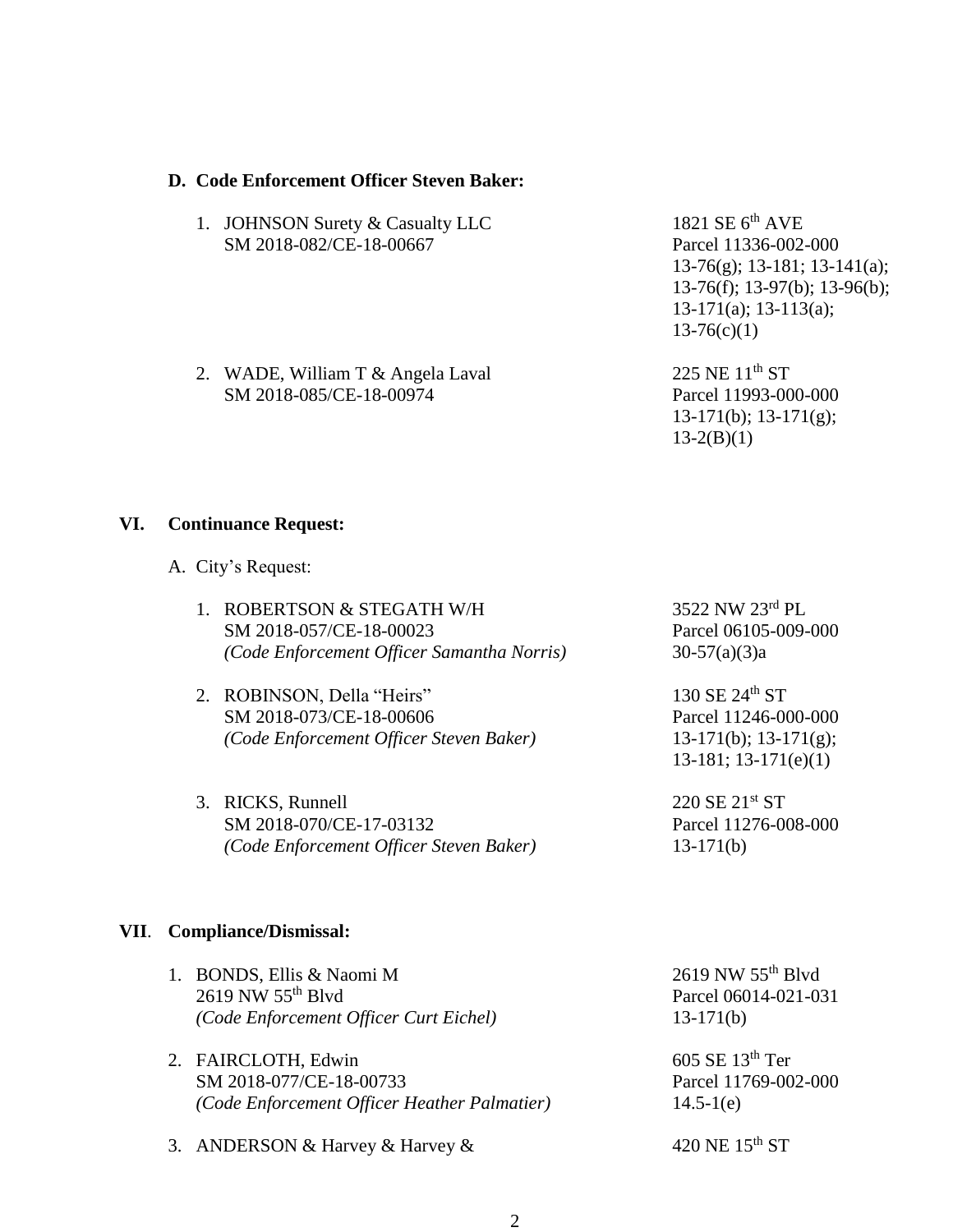**D. Code Enforcement Officer Steven Baker:**

1. JOHNSON Surety & Casualty LLC
   SM 2018-082/CE-18-00667
   1821 SE 6th AVE
   Parcel 11336-002-000
   13-76(g); 13-181; 13-141(a); 13-76(f); 13-97(b); 13-96(b); 13-171(a); 13-113(a); 13-76(c)(1)

2. WADE, William T & Angela Laval
   SM 2018-085/CE-18-00974
   225 NE 11th ST
   Parcel 11993-000-000
   13-171(b); 13-171(g); 13-2(B)(1)

## VI. Continuance Request:

A. City's Request:

1. ROBERTSON & STEGATH W/H
   SM 2018-057/CE-18-00023
   *(Code Enforcement Officer Samantha Norris)*
   3522 NW 23rd PL
   Parcel 06105-009-000
   30-57(a)(3)a

2. ROBINSON, Della "Heirs"
   SM 2018-073/CE-18-00606
   *(Code Enforcement Officer Steven Baker)*
   130 SE 24th ST
   Parcel 11246-000-000
   13-171(b); 13-171(g); 13-181; 13-171(e)(1)

3. RICKS, Runnell
   SM 2018-070/CE-17-03132
   *(Code Enforcement Officer Steven Baker)*
   220 SE 21st ST
   Parcel 11276-008-000
   13-171(b)

## VII. Compliance/Dismissal:

1. BONDS, Ellis & Naomi M
   2619 NW 55th Blvd
   *(Code Enforcement Officer Curt Eichel)*
   2619 NW 55th Blvd
   Parcel 06014-021-031
   13-171(b)

2. FAIRCLOTH, Edwin
   SM 2018-077/CE-18-00733
   *(Code Enforcement Officer Heather Palmatier)*
   605 SE 13th Ter
   Parcel 11769-002-000
   14.5-1(e)

3. ANDERSON & Harvey & Harvey &
   420 NE 15th ST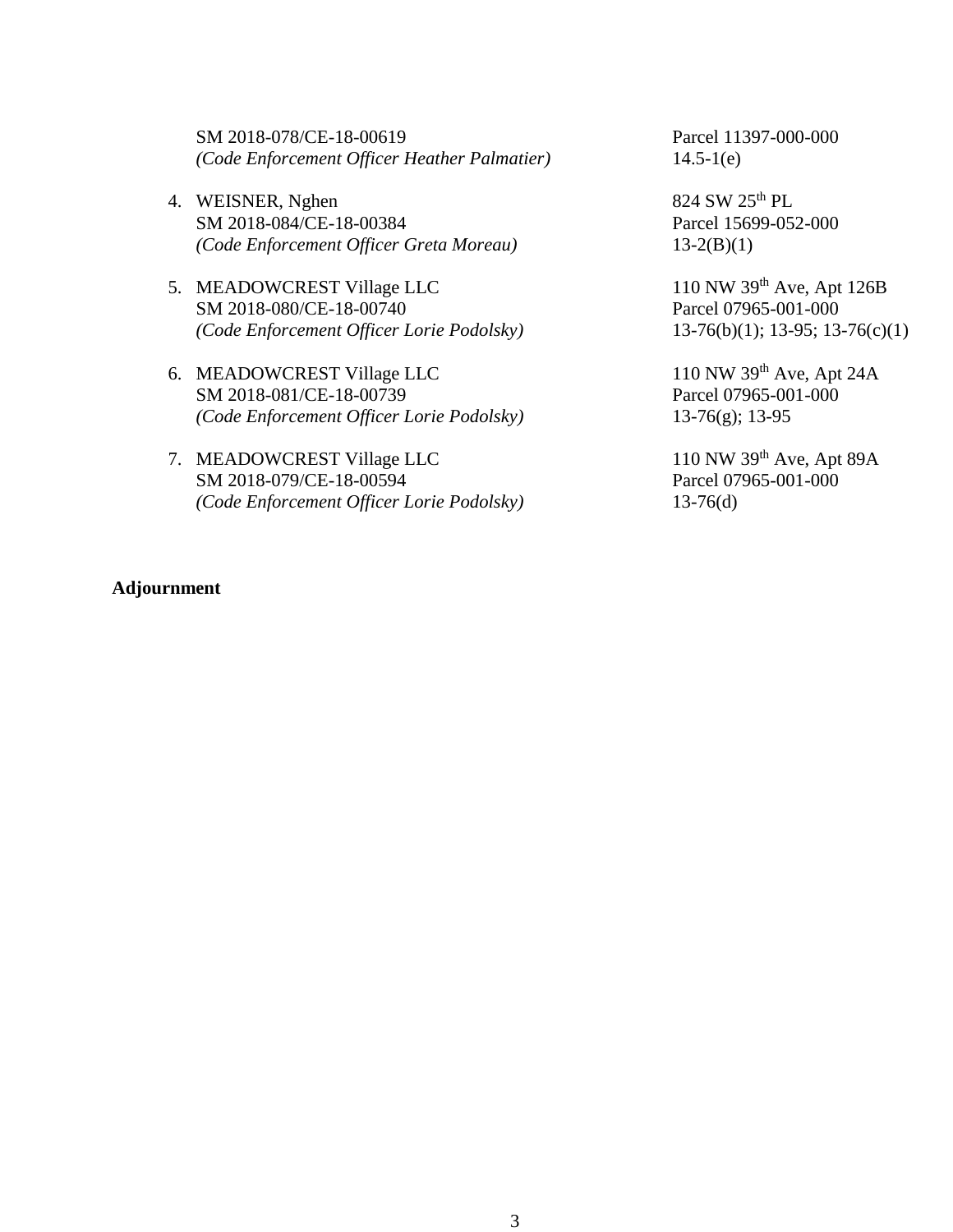SM 2018-078/CE-18-00619 — Parcel 11397-000-000
*(Code Enforcement Officer Heather Palmatier)* — 14.5-1(e)

4. WEISNER, Nghen — 824 SW 25th PL
   SM 2018-084/CE-18-00384 — Parcel 15699-052-000
   *(Code Enforcement Officer Greta Moreau)* — 13-2(B)(1)

5. MEADOWCREST Village LLC — 110 NW 39th Ave, Apt 126B
   SM 2018-080/CE-18-00740 — Parcel 07965-001-000
   *(Code Enforcement Officer Lorie Podolsky)* — 13-76(b)(1); 13-95; 13-76(c)(1)

6. MEADOWCREST Village LLC — 110 NW 39th Ave, Apt 24A
   SM 2018-081/CE-18-00739 — Parcel 07965-001-000
   *(Code Enforcement Officer Lorie Podolsky)* — 13-76(g); 13-95

7. MEADOWCREST Village LLC — 110 NW 39th Ave, Apt 89A
   SM 2018-079/CE-18-00594 — Parcel 07965-001-000
   *(Code Enforcement Officer Lorie Podolsky)* — 13-76(d)

**Adjournment**